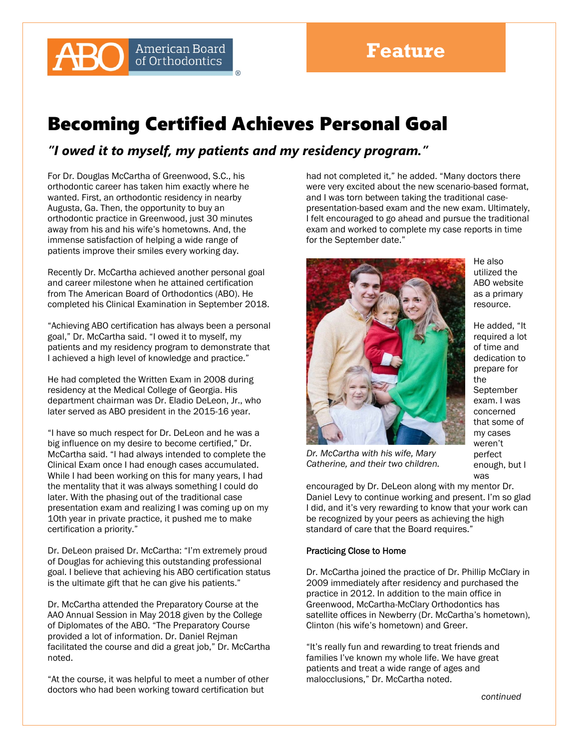American Board of Orthodontics

**Feature**

# Becoming Certified Achieves Personal Goal

## *"I owed it to myself, my patients and my residency program."*

For Dr. Douglas McCartha of Greenwood, S.C., his orthodontic career has taken him exactly where he wanted. First, an orthodontic residency in nearby Augusta, Ga. Then, the opportunity to buy an orthodontic practice in Greenwood, just 30 minutes away from his and his wife's hometowns. And, the immense satisfaction of helping a wide range of patients improve their smiles every working day.

Recently Dr. McCartha achieved another personal goal and career milestone when he attained certification from The American Board of Orthodontics (ABO). He completed his Clinical Examination in September 2018.

"Achieving ABO certification has always been a personal goal," Dr. McCartha said. "I owed it to myself, my patients and my residency program to demonstrate that I achieved a high level of knowledge and practice."

He had completed the Written Exam in 2008 during residency at the Medical College of Georgia. His department chairman was Dr. Eladio DeLeon, Jr., who later served as ABO president in the 2015-16 year.

"I have so much respect for Dr. DeLeon and he was a big influence on my desire to become certified," Dr. McCartha said. "I had always intended to complete the Clinical Exam once I had enough cases accumulated. While I had been working on this for many years, I had the mentality that it was always something I could do later. With the phasing out of the traditional case presentation exam and realizing I was coming up on my 10th year in private practice, it pushed me to make certification a priority."

Dr. DeLeon praised Dr. McCartha: "I'm extremely proud of Douglas for achieving this outstanding professional goal. I believe that achieving his ABO certification status is the ultimate gift that he can give his patients."

Dr. McCartha attended the Preparatory Course at the AAO Annual Session in May 2018 given by the College of Diplomates of the ABO. "The Preparatory Course provided a lot of information. Dr. Daniel Rejman facilitated the course and did a great job," Dr. McCartha noted.

"At the course, it was helpful to meet a number of other doctors who had been working toward certification but had not completed it," he added. "Many doctors there were very excited about the new scenario-based format, and I was torn between taking the traditional case-presentation-based exam and the new exam. Ultimately, I felt encouraged to go ahead and pursue the traditional exam and worked to complete my case reports in time for the September date."

Dr. McCartha with his wife, Mary Catherine, and their two children.

He also utilized the ABO website as a primary resource.

He added, "It required a lot of time and dedication to prepare for the September exam. I was concerned that some of my cases weren't perfect enough, but I was encouraged by Dr. DeLeon along with my mentor Dr. Daniel Levy to continue working and present. I'm so glad I did, and it's very rewarding to know that your work can be recognized by your peers as achieving the high standard of care that the Board requires."

### Practicing Close to Home

Dr. McCartha joined the practice of Dr. Phillip McClary in 2009 immediately after residency and purchased the practice in 2012. In addition to the main office in Greenwood, McCartha-McClary Orthodontics has satellite offices in Newberry (Dr. McCartha's hometown), Clinton (his wife's hometown) and Greer.

"It's really fun and rewarding to treat friends and families I've known my whole life. We have great patients and treat a wide range of ages and malocclusions," Dr. McCartha noted.

*continued*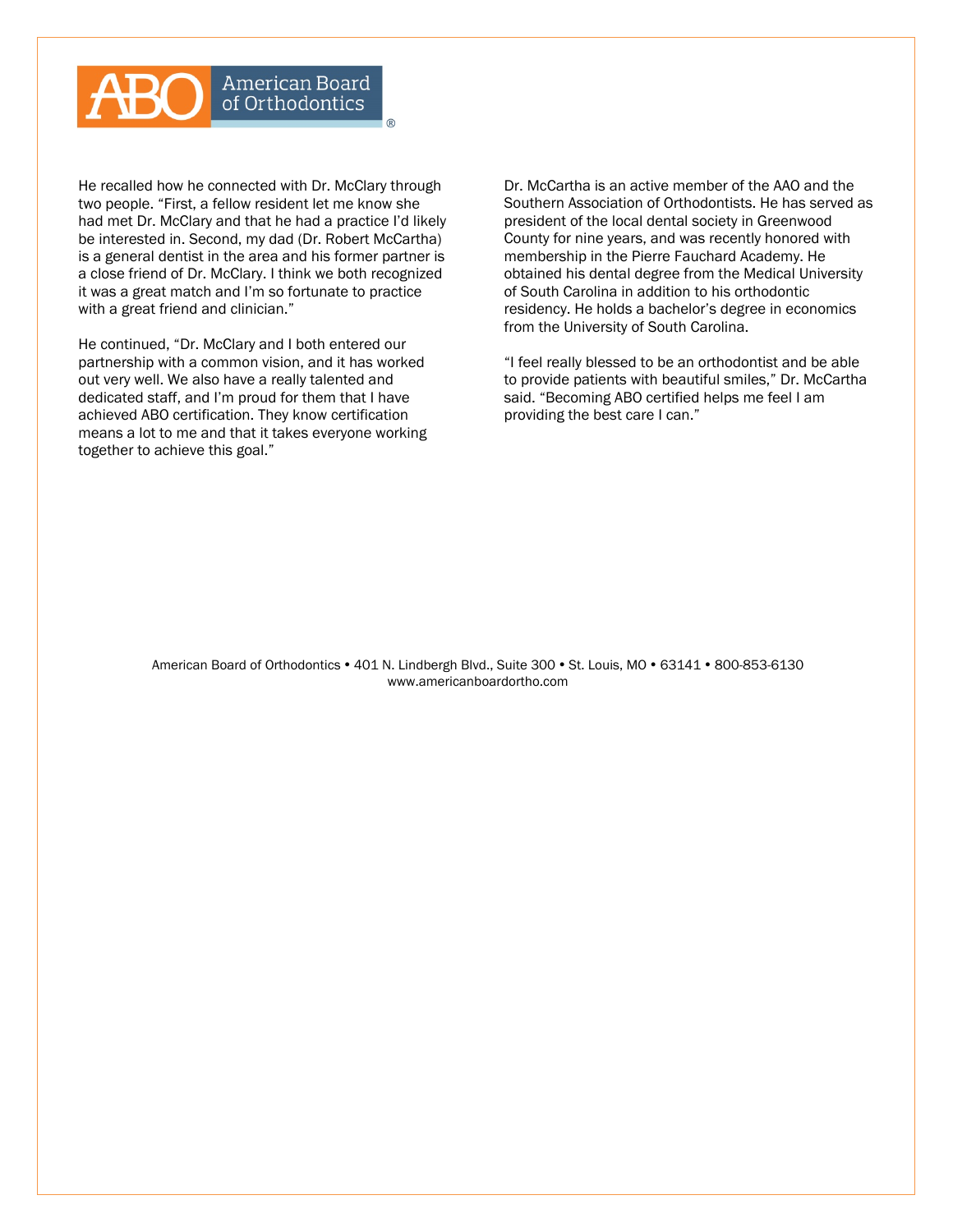He recalled how he connected with Dr. McClary through two people. "First, a fellow resident let me know she had met Dr. McClary and that he had a practice I'd likely be interested in. Second, my dad (Dr. Robert McCartha) is a general dentist in the area and his former partner is a close friend of Dr. McClary. I think we both recognized it was a great match and I'm so fortunate to practice with a great friend and clinician."

He continued, "Dr. McClary and I both entered our partnership with a common vision, and it has worked out very well. We also have a really talented and dedicated staff, and I'm proud for them that I have achieved ABO certification. They know certification means a lot to me and that it takes everyone working together to achieve this goal."

Dr. McCartha is an active member of the AAO and the Southern Association of Orthodontists. He has served as president of the local dental society in Greenwood County for nine years, and was recently honored with membership in the Pierre Fauchard Academy. He obtained his dental degree from the Medical University of South Carolina in addition to his orthodontic residency. He holds a bachelor's degree in economics from the University of South Carolina.

"I feel really blessed to be an orthodontist and be able to provide patients with beautiful smiles," Dr. McCartha said. "Becoming ABO certified helps me feel I am providing the best care I can."

American Board of Orthodontics • 401 N. Lindbergh Blvd., Suite 300 • St. Louis, MO • 63141 • 800-853-6130
www.americanboardortho.com